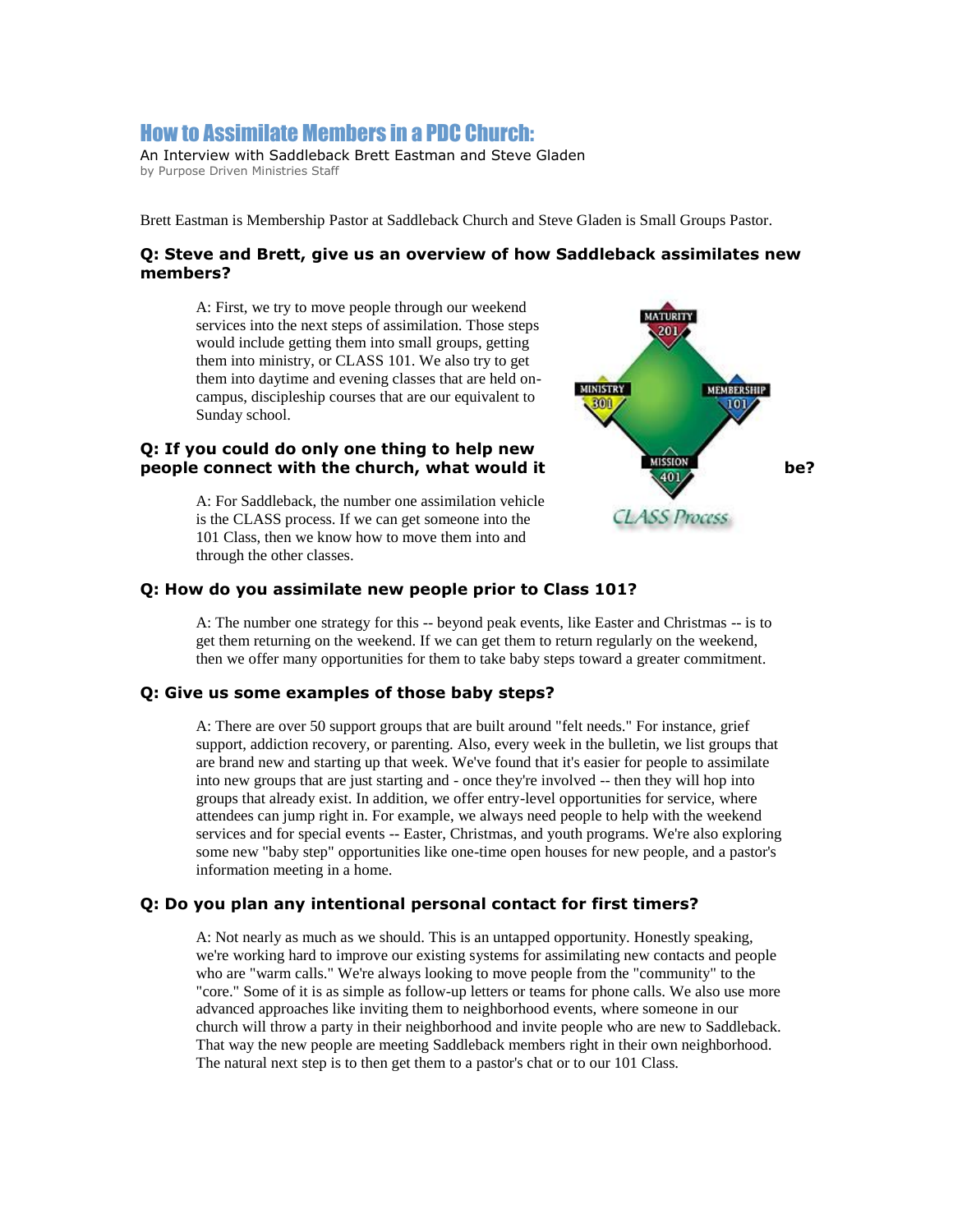# How to Assimilate Members in a PDC Church:

An Interview with Saddleback Brett Eastman and Steve Gladen

by Purpose Driven Ministries Staff

Brett Eastman is Membership Pastor at Saddleback Church and Steve Gladen is Small Groups Pastor.

### Q: Steve and Brett, give us an overview of how Saddleback assimilates new members?

A: First, we try to move people through our weekend services into the next steps of assimilation. Those steps would include getting them into small groups, getting them into ministry, or CLASS 101. We also try to get them into daytime and evening classes that are held on-campus, discipleship courses that are our equivalent to Sunday school.

### Q: If you could do only one thing to help new people connect with the church, what would it be?

A: For Saddleback, the number one assimilation vehicle is the CLASS process. If we can get someone into the 101 Class, then we know how to move them into and through the other classes.

### Q: How do you assimilate new people prior to Class 101?

A: The number one strategy for this -- beyond peak events, like Easter and Christmas -- is to get them returning on the weekend. If we can get them to return regularly on the weekend, then we offer many opportunities for them to take baby steps toward a greater commitment.

### Q: Give us some examples of those baby steps?

A: There are over 50 support groups that are built around "felt needs." For instance, grief support, addiction recovery, or parenting. Also, every week in the bulletin, we list groups that are brand new and starting up that week. We've found that it's easier for people to assimilate into new groups that are just starting and - once they're involved -- then they will hop into groups that already exist. In addition, we offer entry-level opportunities for service, where attendees can jump right in. For example, we always need people to help with the weekend services and for special events -- Easter, Christmas, and youth programs. We're also exploring some new "baby step" opportunities like one-time open houses for new people, and a pastor's information meeting in a home.

### Q: Do you plan any intentional personal contact for first timers?

A: Not nearly as much as we should. This is an untapped opportunity. Honestly speaking, we're working hard to improve our existing systems for assimilating new contacts and people who are "warm calls." We're always looking to move people from the "community" to the "core." Some of it is as simple as follow-up letters or teams for phone calls. We also use more advanced approaches like inviting them to neighborhood events, where someone in our church will throw a party in their neighborhood and invite people who are new to Saddleback. That way the new people are meeting Saddleback members right in their own neighborhood. The natural next step is to then get them to a pastor's chat or to our 101 Class.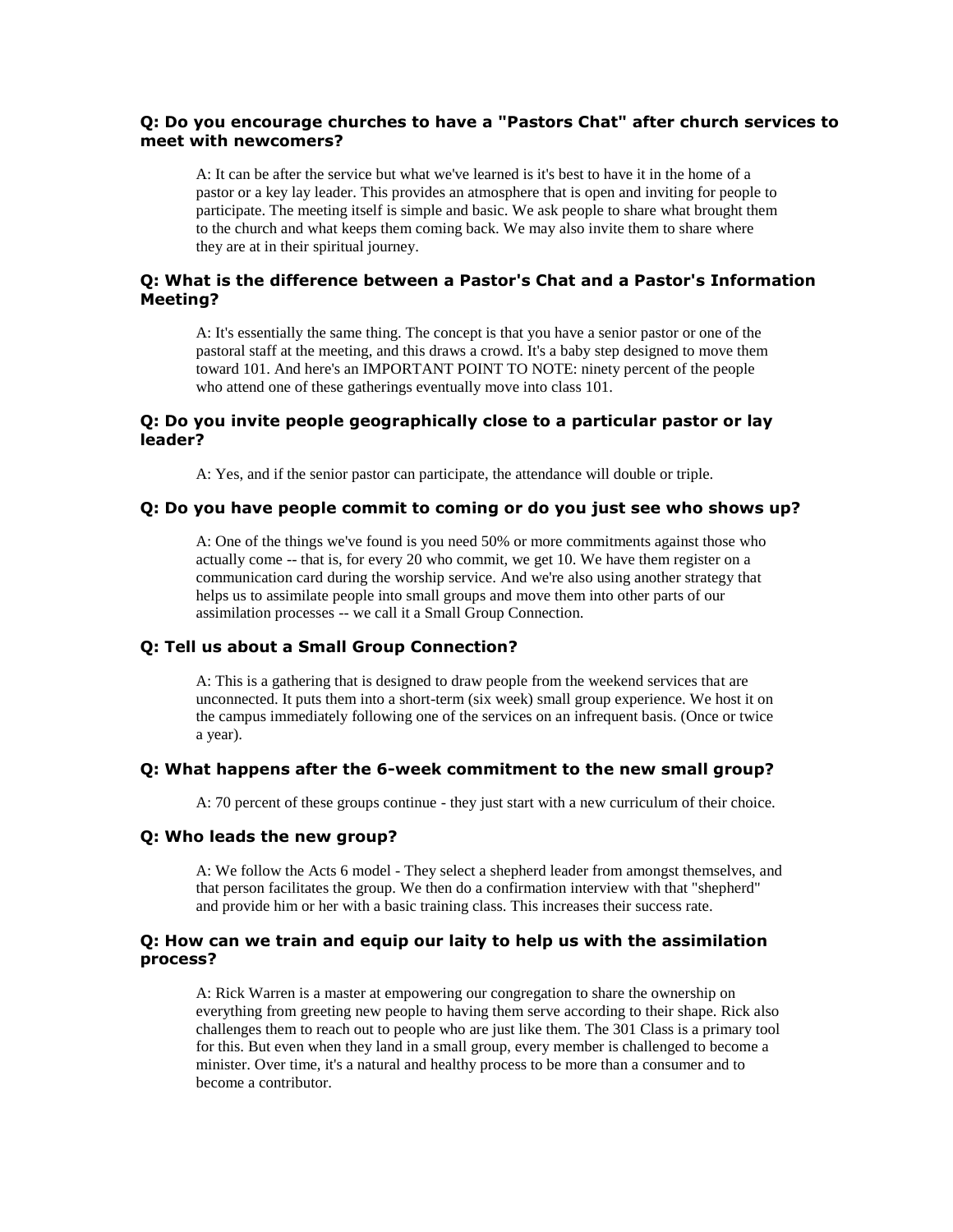### Q: Do you encourage churches to have a "Pastors Chat" after church services to meet with newcomers?

A: It can be after the service but what we've learned is it's best to have it in the home of a pastor or a key lay leader. This provides an atmosphere that is open and inviting for people to participate. The meeting itself is simple and basic. We ask people to share what brought them to the church and what keeps them coming back. We may also invite them to share where they are at in their spiritual journey.

### Q: What is the difference between a Pastor's Chat and a Pastor's Information Meeting?

A: It's essentially the same thing. The concept is that you have a senior pastor or one of the pastoral staff at the meeting, and this draws a crowd. It's a baby step designed to move them toward 101. And here's an IMPORTANT POINT TO NOTE: ninety percent of the people who attend one of these gatherings eventually move into class 101.

### Q: Do you invite people geographically close to a particular pastor or lay leader?

A: Yes, and if the senior pastor can participate, the attendance will double or triple.

### Q: Do you have people commit to coming or do you just see who shows up?

A: One of the things we've found is you need 50% or more commitments against those who actually come -- that is, for every 20 who commit, we get 10. We have them register on a communication card during the worship service. And we're also using another strategy that helps us to assimilate people into small groups and move them into other parts of our assimilation processes -- we call it a Small Group Connection.

### Q: Tell us about a Small Group Connection?

A: This is a gathering that is designed to draw people from the weekend services that are unconnected. It puts them into a short-term (six week) small group experience. We host it on the campus immediately following one of the services on an infrequent basis. (Once or twice a year).

### Q: What happens after the 6-week commitment to the new small group?

A: 70 percent of these groups continue - they just start with a new curriculum of their choice.

### Q: Who leads the new group?

A: We follow the Acts 6 model - They select a shepherd leader from amongst themselves, and that person facilitates the group. We then do a confirmation interview with that "shepherd" and provide him or her with a basic training class. This increases their success rate.

### Q: How can we train and equip our laity to help us with the assimilation process?

A: Rick Warren is a master at empowering our congregation to share the ownership on everything from greeting new people to having them serve according to their shape. Rick also challenges them to reach out to people who are just like them. The 301 Class is a primary tool for this. But even when they land in a small group, every member is challenged to become a minister. Over time, it's a natural and healthy process to be more than a consumer and to become a contributor.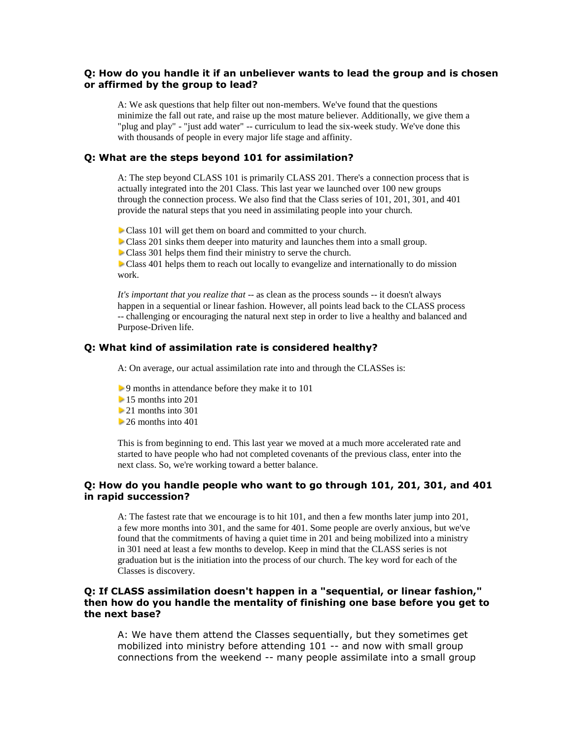### Q: How do you handle it if an unbeliever wants to lead the group and is chosen or affirmed by the group to lead?

A: We ask questions that help filter out non-members. We've found that the questions minimize the fall out rate, and raise up the most mature believer. Additionally, we give them a "plug and play" - "just add water" -- curriculum to lead the six-week study. We've done this with thousands of people in every major life stage and affinity.

### Q: What are the steps beyond 101 for assimilation?

A: The step beyond CLASS 101 is primarily CLASS 201. There's a connection process that is actually integrated into the 201 Class. This last year we launched over 100 new groups through the connection process. We also find that the Class series of 101, 201, 301, and 401 provide the natural steps that you need in assimilating people into your church.

- Class 101 will get them on board and committed to your church.
- Class 201 sinks them deeper into maturity and launches them into a small group.
- Class 301 helps them find their ministry to serve the church.
- Class 401 helps them to reach out locally to evangelize and internationally to do mission work.

*It's important that you realize that* -- as clean as the process sounds -- it doesn't always happen in a sequential or linear fashion. However, all points lead back to the CLASS process -- challenging or encouraging the natural next step in order to live a healthy and balanced and Purpose-Driven life.

### Q: What kind of assimilation rate is considered healthy?

A: On average, our actual assimilation rate into and through the CLASSes is:

- 9 months in attendance before they make it to 101
- 15 months into 201
- 21 months into 301
- 26 months into 401

This is from beginning to end. This last year we moved at a much more accelerated rate and started to have people who had not completed covenants of the previous class, enter into the next class. So, we're working toward a better balance.

### Q: How do you handle people who want to go through 101, 201, 301, and 401 in rapid succession?

A: The fastest rate that we encourage is to hit 101, and then a few months later jump into 201, a few more months into 301, and the same for 401. Some people are overly anxious, but we've found that the commitments of having a quiet time in 201 and being mobilized into a ministry in 301 need at least a few months to develop. Keep in mind that the CLASS series is not graduation but is the initiation into the process of our church. The key word for each of the Classes is discovery.

### Q: If CLASS assimilation doesn't happen in a "sequential, or linear fashion," then how do you handle the mentality of finishing one base before you get to the next base?

A: We have them attend the Classes sequentially, but they sometimes get mobilized into ministry before attending 101 -- and now with small group connections from the weekend -- many people assimilate into a small group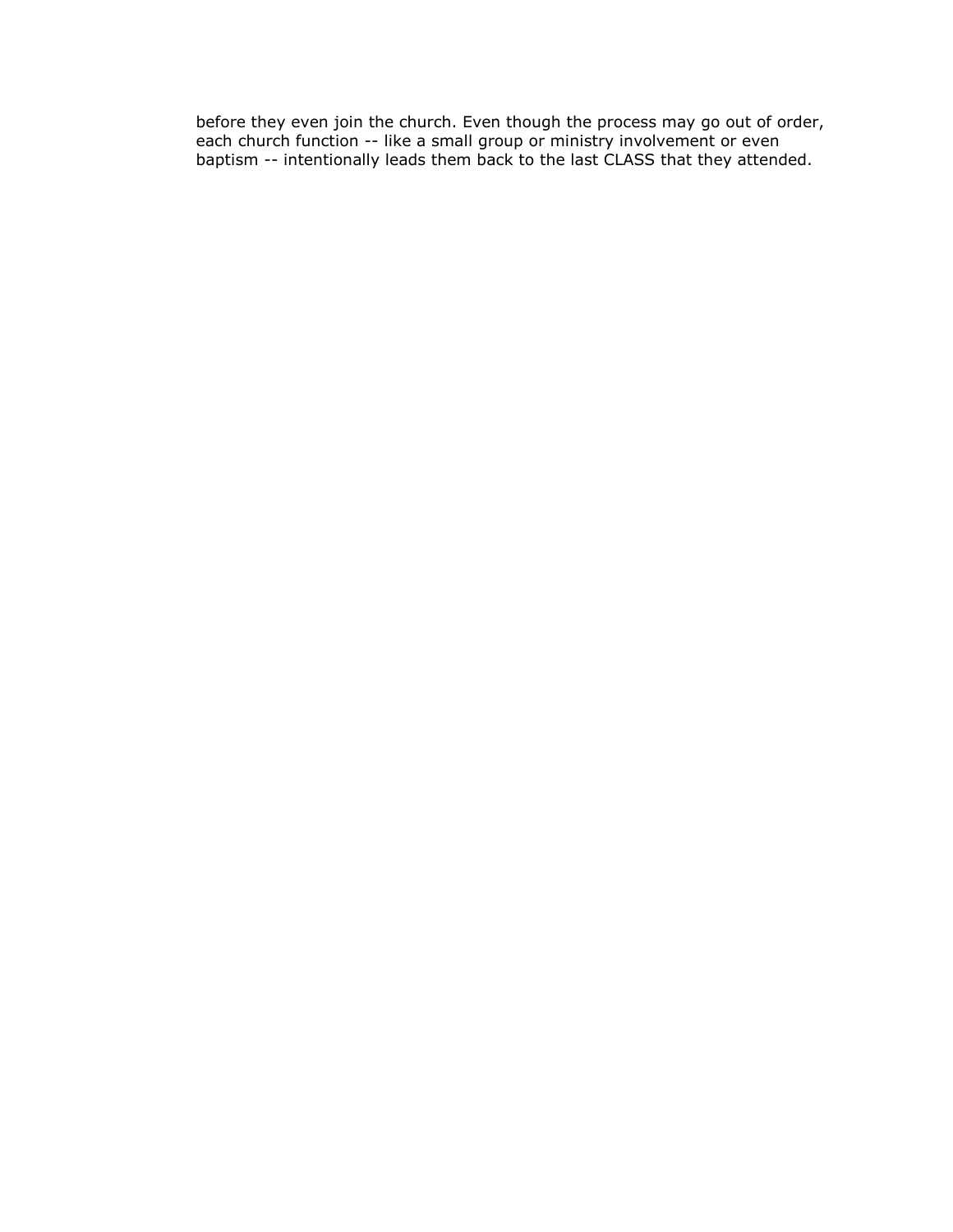before they even join the church. Even though the process may go out of order, each church function -- like a small group or ministry involvement or even baptism -- intentionally leads them back to the last CLASS that they attended.